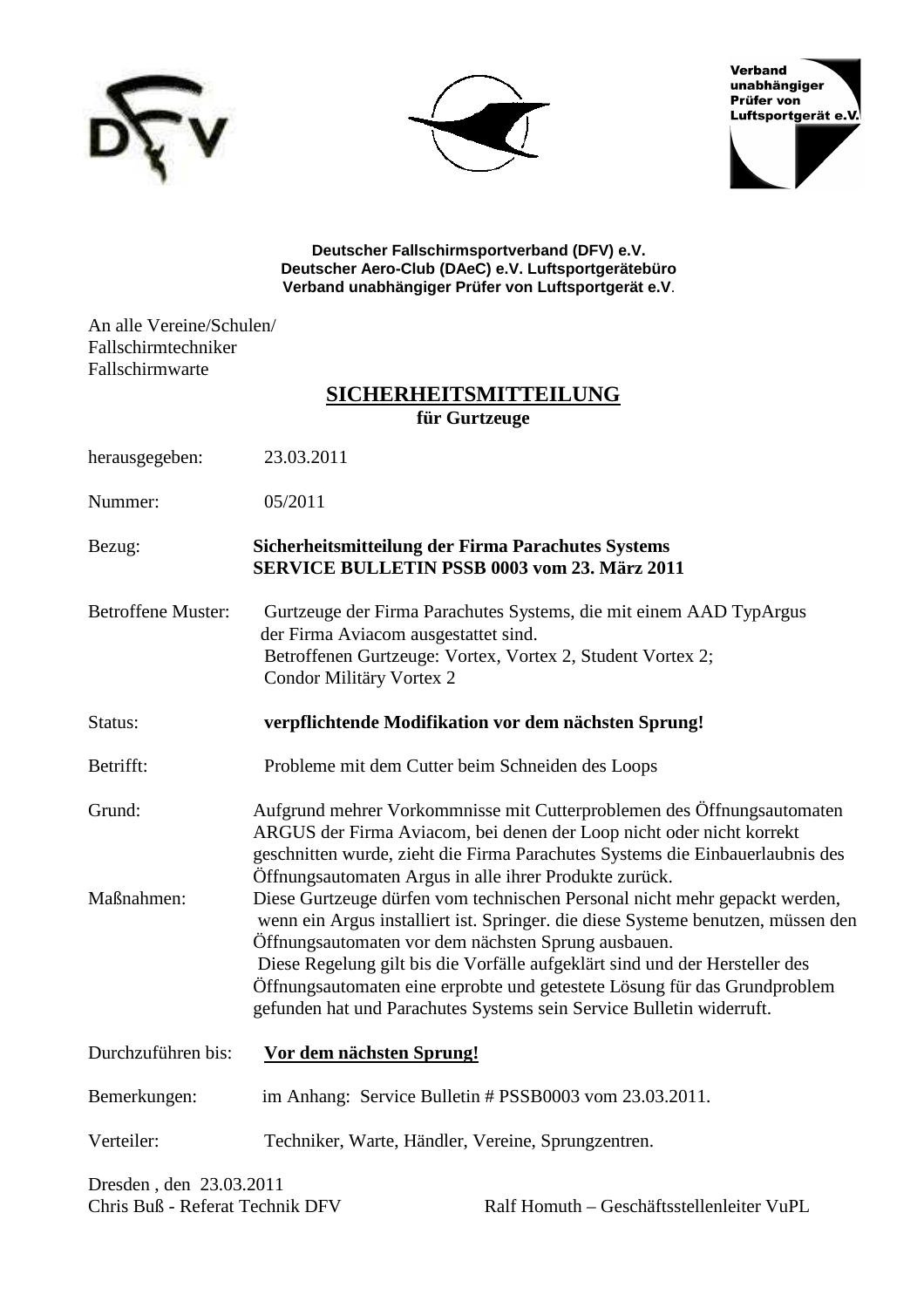Verband unabhängiger Prüfer von Luftsportgerät e.V.

**Deutscher Fallschirmsportverband (DFV) e.V.**
**Deutscher Aero-Club (DAeC) e.V. Luftsportgerätebüro**
**Verband unabhängiger Prüfer von Luftsportgerät e.V.**

An alle Vereine/Schulen/
Fallschirmtechniker
Fallschirmwarte

# SICHERHEITSMITTEILUNG

**für Gurtzeuge**

herausgegeben: 23.03.2011

Nummer: 05/2011

Bezug: **Sicherheitsmitteilung der Firma Parachutes Systems**
**SERVICE BULLETIN PSSB 0003 vom 23. März 2011**

Betroffene Muster: Gurtzeuge der Firma Parachutes Systems, die mit einem AAD TypArgus der Firma Aviacom ausgestattet sind.
Betroffenen Gurtzeuge: Vortex, Vortex 2, Student Vortex 2;
Condor Militäry Vortex 2

Status: **verpflichtende Modifikation vor dem nächsten Sprung!**

Betrifft: Probleme mit dem Cutter beim Schneiden des Loops

Grund: Aufgrund mehrer Vorkommnisse mit Cutterproblemen des Öffnungsautomaten ARGUS der Firma Aviacom, bei denen der Loop nicht oder nicht korrekt geschnitten wurde, zieht die Firma Parachutes Systems die Einbauerlaubnis des Öffnungsautomaten Argus in alle ihrer Produkte zurück.

Maßnahmen: Diese Gurtzeuge dürfen vom technischen Personal nicht mehr gepackt werden, wenn ein Argus installiert ist. Springer. die diese Systeme benutzen, müssen den Öffnungsautomaten vor dem nächsten Sprung ausbauen.
Diese Regelung gilt bis die Vorfälle aufgeklärt sind und der Hersteller des Öffnungsautomaten eine erprobte und getestete Lösung für das Grundproblem gefunden hat und Parachutes Systems sein Service Bulletin widerruft.

Durchzuführen bis: **Vor dem nächsten Sprung!**

Bemerkungen: im Anhang: Service Bulletin # PSSB0003 vom 23.03.2011.

Verteiler: Techniker, Warte, Händler, Vereine, Sprungzentren.

Dresden , den 23.03.2011
Chris Buß - Referat Technik DFV

Ralf Homuth – Geschäftsstellenleiter VuPL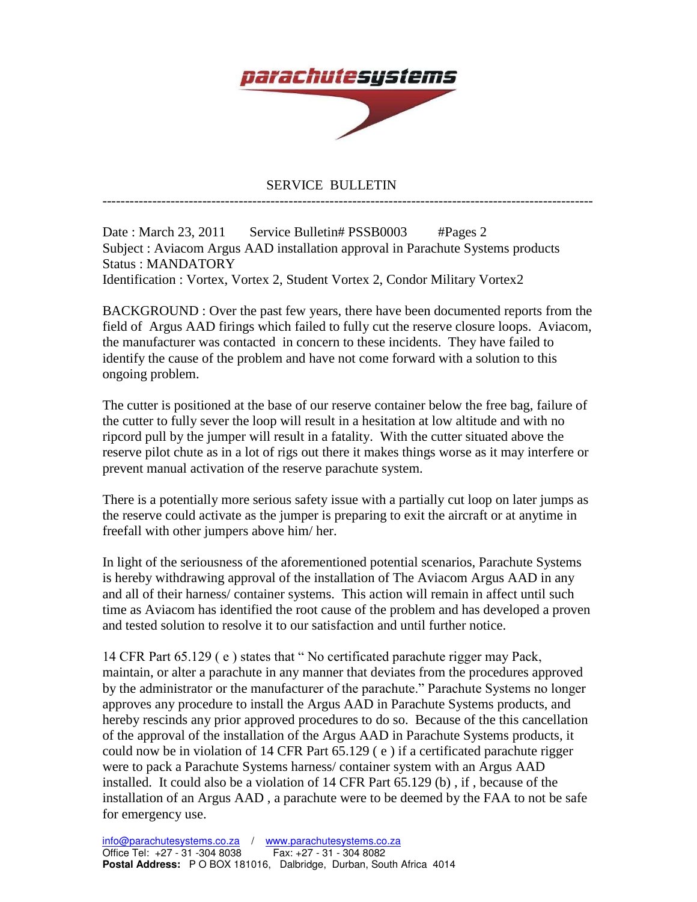**parachutesystems**

SERVICE BULLETIN

---

Date : March 23, 2011 Service Bulletin# PSSB0003 #Pages 2
Subject : Aviacom Argus AAD installation approval in Parachute Systems products
Status : MANDATORY
Identification : Vortex, Vortex 2, Student Vortex 2, Condor Military Vortex2

BACKGROUND : Over the past few years, there have been documented reports from the field of Argus AAD firings which failed to fully cut the reserve closure loops. Aviacom, the manufacturer was contacted in concern to these incidents. They have failed to identify the cause of the problem and have not come forward with a solution to this ongoing problem.

The cutter is positioned at the base of our reserve container below the free bag, failure of the cutter to fully sever the loop will result in a hesitation at low altitude and with no ripcord pull by the jumper will result in a fatality. With the cutter situated above the reserve pilot chute as in a lot of rigs out there it makes things worse as it may interfere or prevent manual activation of the reserve parachute system.

There is a potentially more serious safety issue with a partially cut loop on later jumps as the reserve could activate as the jumper is preparing to exit the aircraft or at anytime in freefall with other jumpers above him/ her.

In light of the seriousness of the aforementioned potential scenarios, Parachute Systems is hereby withdrawing approval of the installation of The Aviacom Argus AAD in any and all of their harness/ container systems. This action will remain in affect until such time as Aviacom has identified the root cause of the problem and has developed a proven and tested solution to resolve it to our satisfaction and until further notice.

14 CFR Part 65.129 ( e ) states that " No certificated parachute rigger may Pack, maintain, or alter a parachute in any manner that deviates from the procedures approved by the administrator or the manufacturer of the parachute." Parachute Systems no longer approves any procedure to install the Argus AAD in Parachute Systems products, and hereby rescinds any prior approved procedures to do so. Because of the this cancellation of the approval of the installation of the Argus AAD in Parachute Systems products, it could now be in violation of 14 CFR Part 65.129 ( e ) if a certificated parachute rigger were to pack a Parachute Systems harness/ container system with an Argus AAD installed. It could also be a violation of 14 CFR Part 65.129 (b) , if , because of the installation of an Argus AAD , a parachute were to be deemed by the FAA to not be safe for emergency use.

info@parachutesystems.co.za / www.parachutesystems.co.za
Office Tel: +27 - 31 -304 8038 Fax: +27 - 31 - 304 8082
**Postal Address:** P O BOX 181016, Dalbridge, Durban, South Africa 4014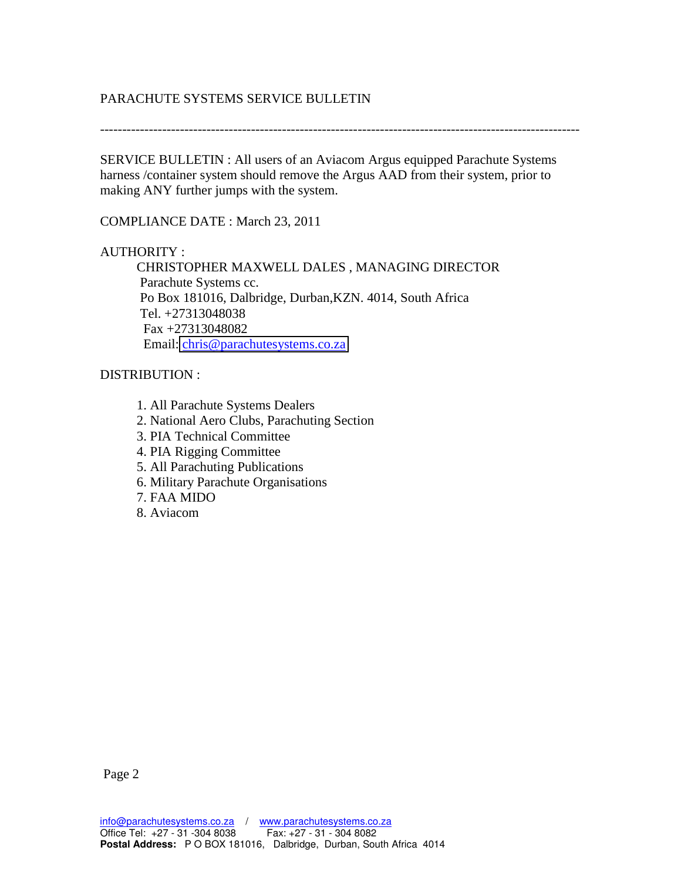PARACHUTE SYSTEMS SERVICE BULLETIN

---

SERVICE BULLETIN : All users of an Aviacom Argus equipped Parachute Systems harness /container system should remove the Argus AAD from their system, prior to making ANY further jumps with the system.

COMPLIANCE DATE : March 23, 2011

AUTHORITY :

CHRISTOPHER MAXWELL DALES , MANAGING DIRECTOR
Parachute Systems cc.
Po Box 181016, Dalbridge, Durban,KZN. 4014, South Africa
Tel. +27313048038
Fax +27313048082
Email: chris@parachutesystems.co.za

DISTRIBUTION :

1. All Parachute Systems Dealers
2. National Aero Clubs, Parachuting Section
3. PIA Technical Committee
4. PIA Rigging Committee
5. All Parachuting Publications
6. Military Parachute Organisations
7. FAA MIDO
8. Aviacom